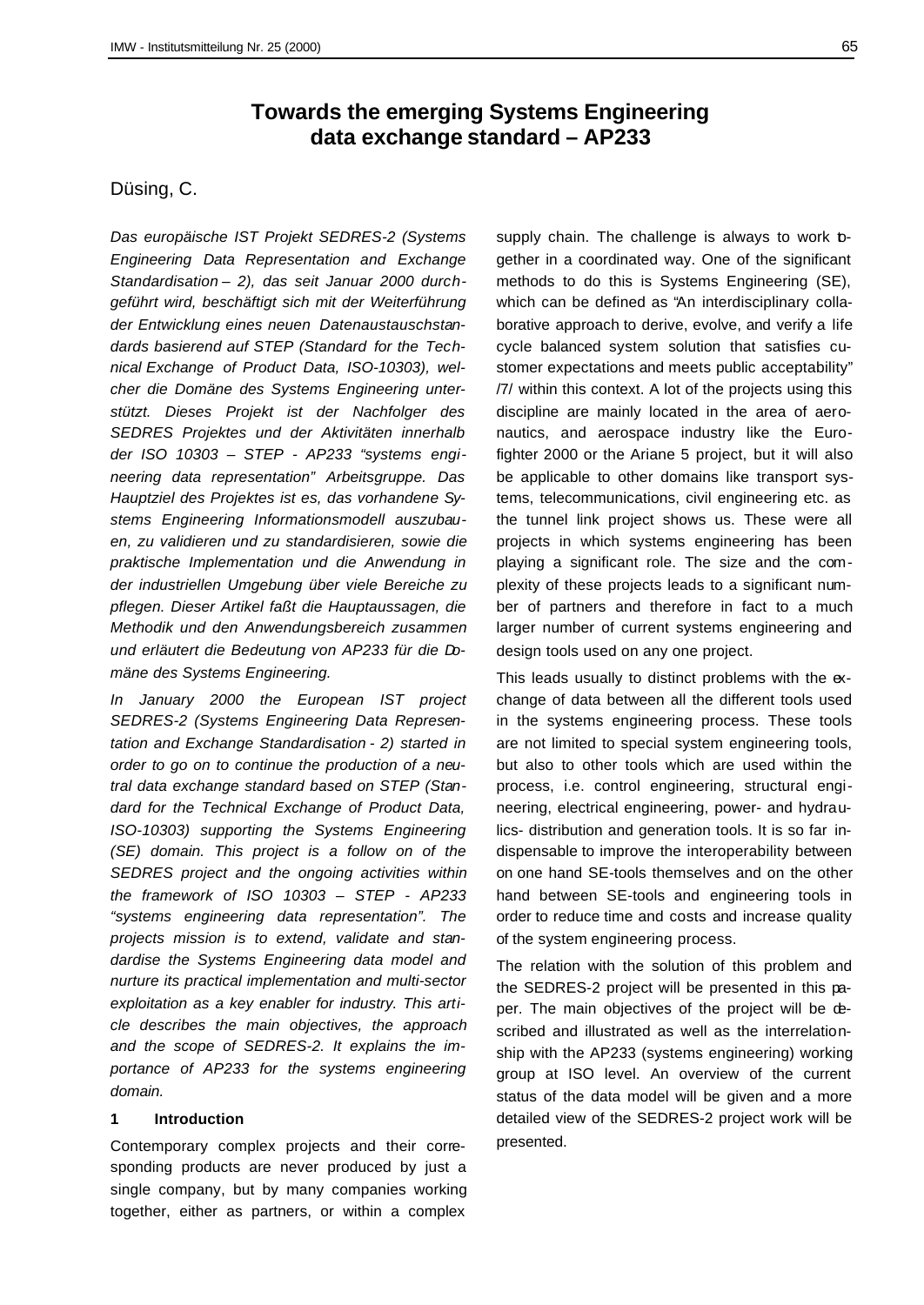# Towards the emerging Systems Engineering data exchange standard – AP233

Düsing, C.

*Das europäische IST Projekt SEDRES-2 (Systems Engineering Data Representation and Exchange Standardisation – 2), das seit Januar 2000 durchgeführt wird, beschäftigt sich mit der Weiterführung der Entwicklung eines neuen Datenaustauschstandards basierend auf STEP (Standard for the Technical Exchange of Product Data, ISO-10303), welcher die Domäne des Systems Engineering unterstützt. Dieses Projekt ist der Nachfolger des SEDRES Projektes und der Aktivitäten innerhalb der ISO 10303 – STEP - AP233 "systems engineering data representation" Arbeitsgruppe. Das Hauptziel des Projektes ist es, das vorhandene Systems Engineering Informationsmodell auszubauen, zu validieren und zu standardisieren, sowie die praktische Implementation und die Anwendung in der industriellen Umgebung über viele Bereiche zu pflegen. Dieser Artikel faßt die Hauptaussagen, die Methodik und den Anwendungsbereich zusammen und erläutert die Bedeutung von AP233 für die Domäne des Systems Engineering.*

*In January 2000 the European IST project SEDRES-2 (Systems Engineering Data Representation and Exchange Standardisation - 2) started in order to go on to continue the production of a neutral data exchange standard based on STEP (Standard for the Technical Exchange of Product Data, ISO-10303) supporting the Systems Engineering (SE) domain. This project is a follow on of the SEDRES project and the ongoing activities within the framework of ISO 10303 – STEP - AP233 "systems engineering data representation". The projects mission is to extend, validate and standardise the Systems Engineering data model and nurture its practical implementation and multi-sector exploitation as a key enabler for industry. This article describes the main objectives, the approach and the scope of SEDRES-2. It explains the importance of AP233 for the systems engineering domain.*

## 1 Introduction

Contemporary complex projects and their corresponding products are never produced by just a single company, but by many companies working together, either as partners, or within a complex supply chain. The challenge is always to work together in a coordinated way. One of the significant methods to do this is Systems Engineering (SE), which can be defined as "An interdisciplinary collaborative approach to derive, evolve, and verify a life cycle balanced system solution that satisfies customer expectations and meets public acceptability" /7/ within this context. A lot of the projects using this discipline are mainly located in the area of aeronautics, and aerospace industry like the Eurofighter 2000 or the Ariane 5 project, but it will also be applicable to other domains like transport systems, telecommunications, civil engineering etc. as the tunnel link project shows us. These were all projects in which systems engineering has been playing a significant role. The size and the complexity of these projects leads to a significant number of partners and therefore in fact to a much larger number of current systems engineering and design tools used on any one project.

This leads usually to distinct problems with the exchange of data between all the different tools used in the systems engineering process. These tools are not limited to special system engineering tools, but also to other tools which are used within the process, i.e. control engineering, structural engineering, electrical engineering, power- and hydraulics- distribution and generation tools. It is so far indispensable to improve the interoperability between on one hand SE-tools themselves and on the other hand between SE-tools and engineering tools in order to reduce time and costs and increase quality of the system engineering process.

The relation with the solution of this problem and the SEDRES-2 project will be presented in this paper. The main objectives of the project will be described and illustrated as well as the interrelationship with the AP233 (systems engineering) working group at ISO level. An overview of the current status of the data model will be given and a more detailed view of the SEDRES-2 project work will be presented.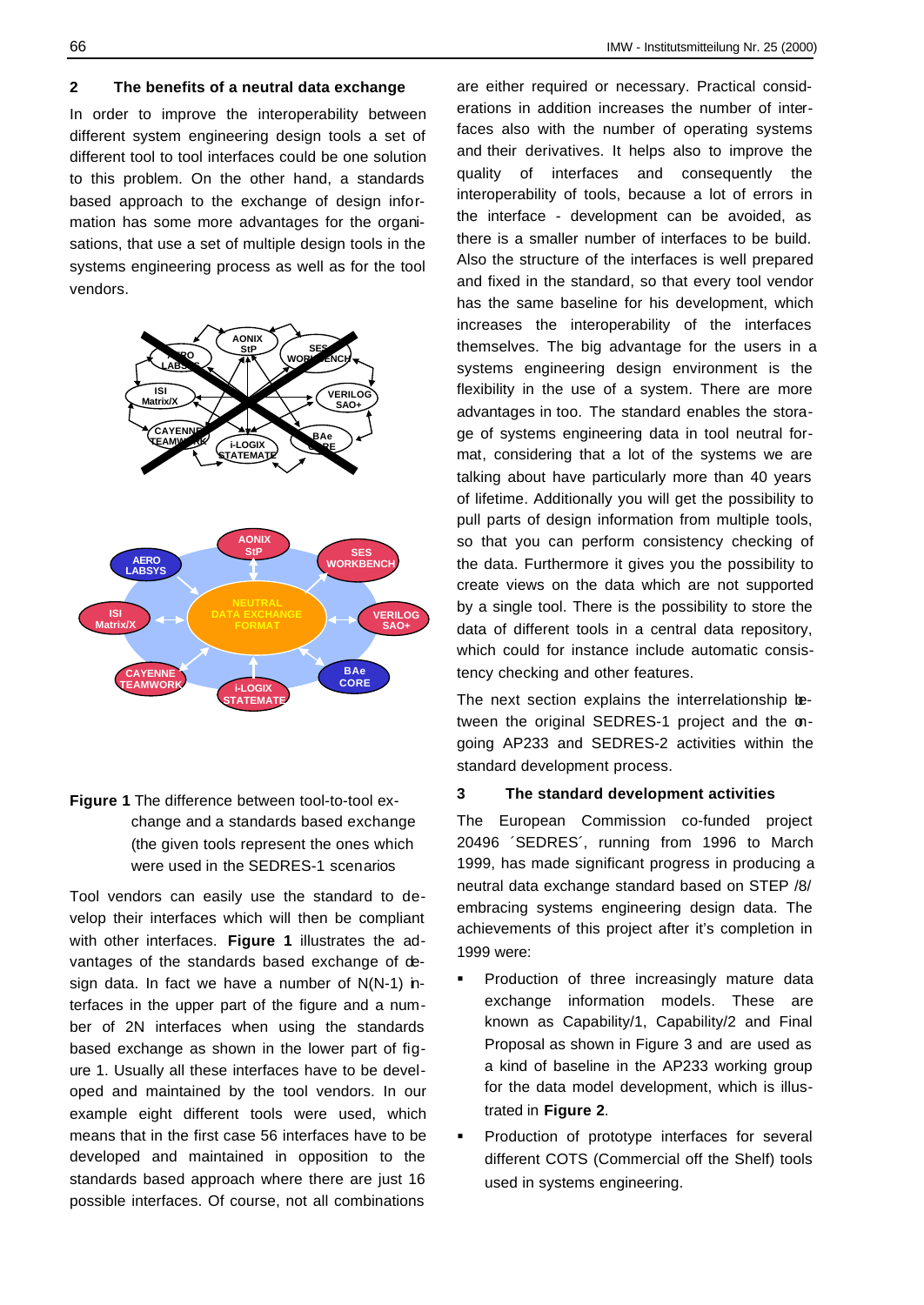## 2 The benefits of a neutral data exchange

In order to improve the interoperability between different system engineering design tools a set of different tool to tool interfaces could be one solution to this problem. On the other hand, a standards based approach to the exchange of design information has some more advantages for the organisations, that use a set of multiple design tools in the systems engineering process as well as for the tool vendors.

**Figure 1** The difference between tool-to-tool exchange and a standards based exchange (the given tools represent the ones which were used in the SEDRES-1 scenarios

Tool vendors can easily use the standard to develop their interfaces which will then be compliant with other interfaces. **Figure 1** illustrates the advantages of the standards based exchange of design data. In fact we have a number of N(N-1) interfaces in the upper part of the figure and a number of 2N interfaces when using the standards based exchange as shown in the lower part of figure 1. Usually all these interfaces have to be developed and maintained by the tool vendors. In our example eight different tools were used, which means that in the first case 56 interfaces have to be developed and maintained in opposition to the standards based approach where there are just 16 possible interfaces. Of course, not all combinations are either required or necessary. Practical considerations in addition increases the number of interfaces also with the number of operating systems and their derivatives. It helps also to improve the quality of interfaces and consequently the interoperability of tools, because a lot of errors in the interface - development can be avoided, as there is a smaller number of interfaces to be build. Also the structure of the interfaces is well prepared and fixed in the standard, so that every tool vendor has the same baseline for his development, which increases the interoperability of the interfaces themselves. The big advantage for the users in a systems engineering design environment is the flexibility in the use of a system. There are more advantages in too. The standard enables the storage of systems engineering data in tool neutral format, considering that a lot of the systems we are talking about have particularly more than 40 years of lifetime. Additionally you will get the possibility to pull parts of design information from multiple tools, so that you can perform consistency checking of the data. Furthermore it gives you the possibility to create views on the data which are not supported by a single tool. There is the possibility to store the data of different tools in a central data repository, which could for instance include automatic consistency checking and other features.

The next section explains the interrelationship between the original SEDRES-1 project and the ongoing AP233 and SEDRES-2 activities within the standard development process.

## 3 The standard development activities

The European Commission co-funded project 20496 ´SEDRES´, running from 1996 to March 1999, has made significant progress in producing a neutral data exchange standard based on STEP /8/ embracing systems engineering design data. The achievements of this project after it's completion in 1999 were:

- Production of three increasingly mature data exchange information models. These are known as Capability/1, Capability/2 and Final Proposal as shown in Figure 3 and are used as a kind of baseline in the AP233 working group for the data model development, which is illustrated in **Figure 2**.
- Production of prototype interfaces for several different COTS (Commercial off the Shelf) tools used in systems engineering.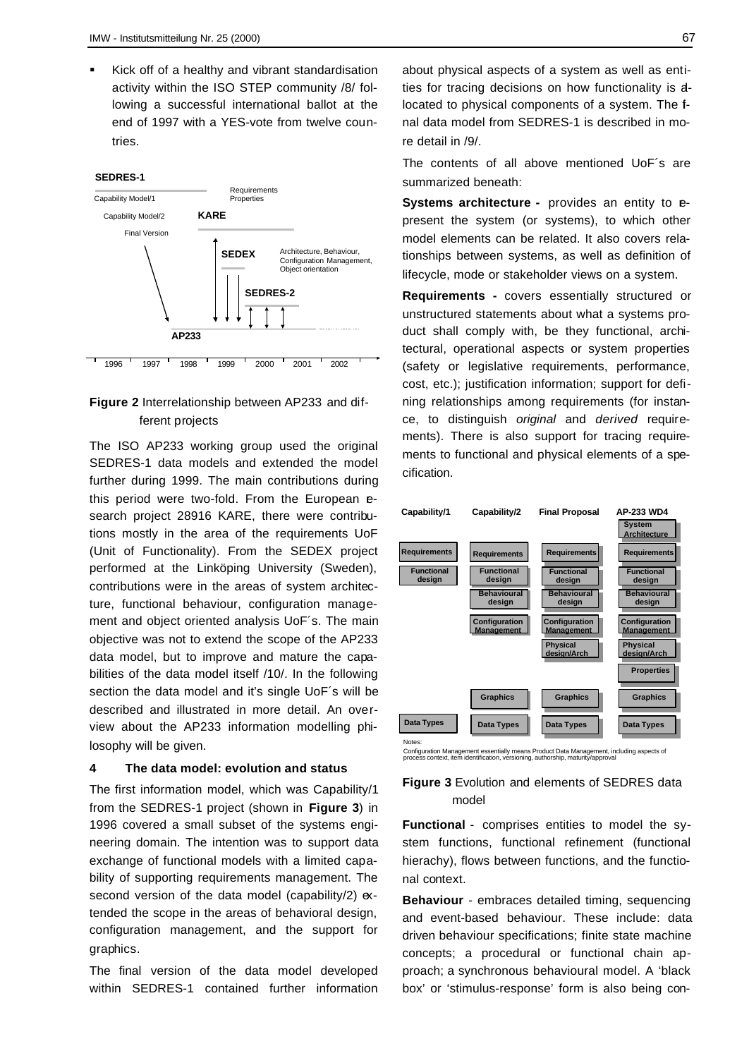- Kick off of a healthy and vibrant standardisation activity within the ISO STEP community /8/ following a successful international ballot at the end of 1997 with a YES-vote from twelve countries.

**Figure 2** Interrelationship between AP233 and different projects

The ISO AP233 working group used the original SEDRES-1 data models and extended the model further during 1999. The main contributions during this period were two-fold. From the European research project 28916 KARE, there were contributions mostly in the area of the requirements UoF (Unit of Functionality). From the SEDEX project performed at the Linköping University (Sweden), contributions were in the areas of system architecture, functional behaviour, configuration management and object oriented analysis UoF´s. The main objective was not to extend the scope of the AP233 data model, but to improve and mature the capabilities of the data model itself /10/. In the following section the data model and it's single UoF´s will be described and illustrated in more detail. An overview about the AP233 information modelling philosophy will be given.

## 4 The data model: evolution and status

The first information model, which was Capability/1 from the SEDRES-1 project (shown in **Figure 3**) in 1996 covered a small subset of the systems engineering domain. The intention was to support data exchange of functional models with a limited capability of supporting requirements management. The second version of the data model (capability/2) extended the scope in the areas of behavioral design, configuration management, and the support for graphics.

The final version of the data model developed within SEDRES-1 contained further information about physical aspects of a system as well as entities for tracing decisions on how functionality is allocated to physical components of a system. The final data model from SEDRES-1 is described in more detail in /9/.

The contents of all above mentioned UoF´s are summarized beneath:

**Systems architecture -** provides an entity to represent the system (or systems), to which other model elements can be related. It also covers relationships between systems, as well as definition of lifecycle, mode or stakeholder views on a system.

**Requirements -** covers essentially structured or unstructured statements about what a systems product shall comply with, be they functional, architectural, operational aspects or system properties (safety or legislative requirements, performance, cost, etc.); justification information; support for defining relationships among requirements (for instance, to distinguish *original* and *derived* requirements). There is also support for tracing requirements to functional and physical elements of a specification.

| Capability/1 | Capability/2 | Final Proposal | AP-233 WD4 |
|---|---|---|---|
| | | | System Architecture |
| Requirements | Requirements | Requirements | Requirements |
| Functional design | Functional design | Functional design | Functional design |
| | Behavioural design | Behavioural design | Behavioural design |
| | Configuration Management | Configuration Management | Configuration Management |
| | | Physical design/Arch | Physical design/Arch |
| | | | Properties |
| | Graphics | Graphics | Graphics |
| Data Types | Data Types | Data Types | Data Types |

Notes:
Configuration Management essentially means Product Data Management, including aspects of process context, item identification, versioning, authorship, maturity/approval

**Figure 3** Evolution and elements of SEDRES data model

**Functional** - comprises entities to model the system functions, functional refinement (functional hierachy), flows between functions, and the functional context.

**Behaviour** - embraces detailed timing, sequencing and event-based behaviour. These include: data driven behaviour specifications; finite state machine concepts; a procedural or functional chain approach; a synchronous behavioural model. A 'black box' or 'stimulus-response' form is also being con-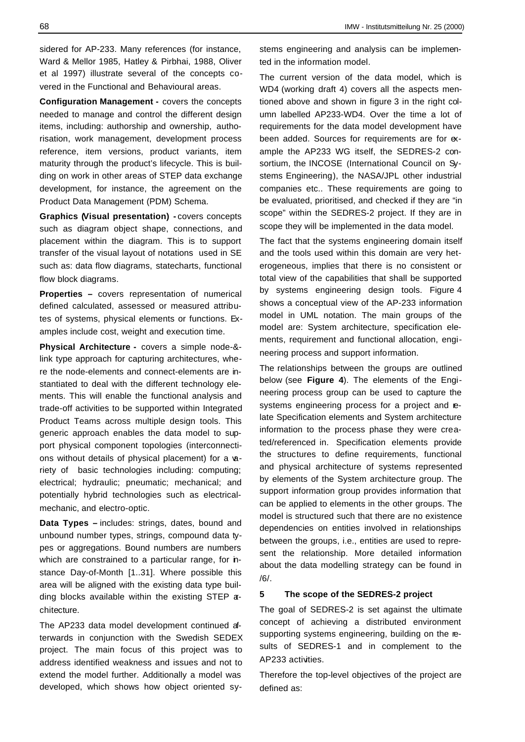sidered for AP-233. Many references (for instance, Ward & Mellor 1985, Hatley & Pirbhai, 1988, Oliver et al 1997) illustrate several of the concepts covered in the Functional and Behavioural areas.

**Configuration Management -** covers the concepts needed to manage and control the different design items, including: authorship and ownership, authorisation, work management, development process reference, item versions, product variants, item maturity through the product's lifecycle. This is building on work in other areas of STEP data exchange development, for instance, the agreement on the Product Data Management (PDM) Schema.

**Graphics (Visual presentation) -** covers concepts such as diagram object shape, connections, and placement within the diagram. This is to support transfer of the visual layout of notations used in SE such as: data flow diagrams, statecharts, functional flow block diagrams.

**Properties –** covers representation of numerical defined calculated, assessed or measured attributes of systems, physical elements or functions. Examples include cost, weight and execution time.

**Physical Architecture -** covers a simple node-&-link type approach for capturing architectures, where the node-elements and connect-elements are instantiated to deal with the different technology elements. This will enable the functional analysis and trade-off activities to be supported within Integrated Product Teams across multiple design tools. This generic approach enables the data model to support physical component topologies (interconnections without details of physical placement) for a variety of basic technologies including: computing; electrical; hydraulic; pneumatic; mechanical; and potentially hybrid technologies such as electrical-mechanic, and electro-optic.

**Data Types –** includes: strings, dates, bound and unbound number types, strings, compound data types or aggregations. Bound numbers are numbers which are constrained to a particular range, for instance Day-of-Month [1..31]. Where possible this area will be aligned with the existing data type building blocks available within the existing STEP architecture.

The AP233 data model development continued afterwards in conjunction with the Swedish SEDEX project. The main focus of this project was to address identified weakness and issues and not to extend the model further. Additionally a model was developed, which shows how object oriented systems engineering and analysis can be implemented in the information model.

The current version of the data model, which is WD4 (working draft 4) covers all the aspects mentioned above and shown in figure 3 in the right column labelled AP233-WD4. Over the time a lot of requirements for the data model development have been added. Sources for requirements are for example the AP233 WG itself, the SEDRES-2 consortium, the INCOSE (International Council on Systems Engineering), the NASA/JPL other industrial companies etc.. These requirements are going to be evaluated, prioritised, and checked if they are "in scope" within the SEDRES-2 project. If they are in scope they will be implemented in the data model.

The fact that the systems engineering domain itself and the tools used within this domain are very heterogeneous, implies that there is no consistent or total view of the capabilities that shall be supported by systems engineering design tools. Figure 4 shows a conceptual view of the AP-233 information model in UML notation. The main groups of the model are: System architecture, specification elements, requirement and functional allocation, engineering process and support information.

The relationships between the groups are outlined below (see **Figure 4**). The elements of the Engineering process group can be used to capture the systems engineering process for a project and relate Specification elements and System architecture information to the process phase they were created/referenced in. Specification elements provide the structures to define requirements, functional and physical architecture of systems represented by elements of the System architecture group. The support information group provides information that can be applied to elements in the other groups. The model is structured such that there are no existence dependencies on entities involved in relationships between the groups, i.e., entities are used to represent the relationship. More detailed information about the data modelling strategy can be found in /6/.

## 5 The scope of the SEDRES-2 project

The goal of SEDRES-2 is set against the ultimate concept of achieving a distributed environment supporting systems engineering, building on the results of SEDRES-1 and in complement to the AP233 activities.

Therefore the top-level objectives of the project are defined as: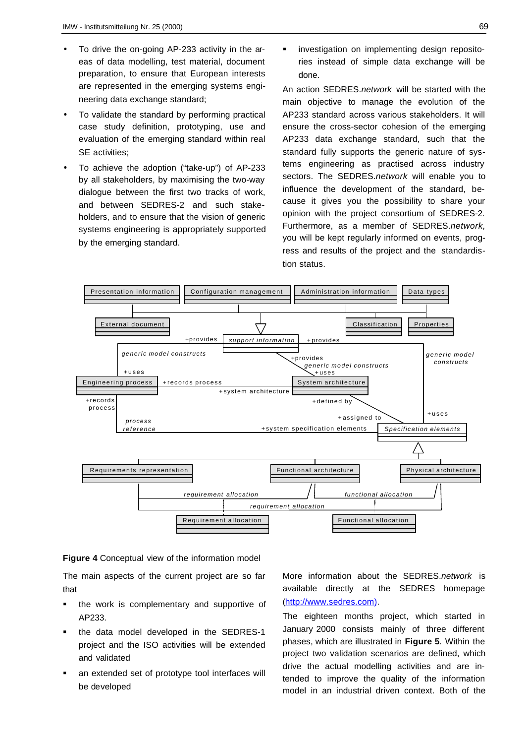- To drive the on-going AP-233 activity in the areas of data modelling, test material, document preparation, to ensure that European interests are represented in the emerging systems engineering data exchange standard;
- To validate the standard by performing practical case study definition, prototyping, use and evaluation of the emerging standard within real SE activities;
- To achieve the adoption ("take-up") of AP-233 by all stakeholders, by maximising the two-way dialogue between the first two tracks of work, and between SEDRES-2 and such stakeholders, and to ensure that the vision of generic systems engineering is appropriately supported by the emerging standard.

- investigation on implementing design repositories instead of simple data exchange will be done.

An action SEDRES.*network* will be started with the main objective to manage the evolution of the AP233 standard across various stakeholders. It will ensure the cross-sector cohesion of the emerging AP233 data exchange standard, such that the standard fully supports the generic nature of systems engineering as practised across industry sectors. The SEDRES.*network* will enable you to influence the development of the standard, because it gives you the possibility to share your opinion with the project consortium of SEDRES-2. Furthermore, as a member of SEDRES.*network,* you will be kept regularly informed on events, progress and results of the project and the standardistion status.

**Figure 4** Conceptual view of the information model

The main aspects of the current project are so far that

- the work is complementary and supportive of AP233.
- the data model developed in the SEDRES-1 project and the ISO activities will be extended and validated
- an extended set of prototype tool interfaces will be developed

More information about the SEDRES.*network* is available directly at the SEDRES homepage (http://www.sedres.com).

The eighteen months project, which started in January 2000 consists mainly of three different phases, which are illustrated in **Figure 5**. Within the project two validation scenarios are defined, which drive the actual modelling activities and are intended to improve the quality of the information model in an industrial driven context. Both of the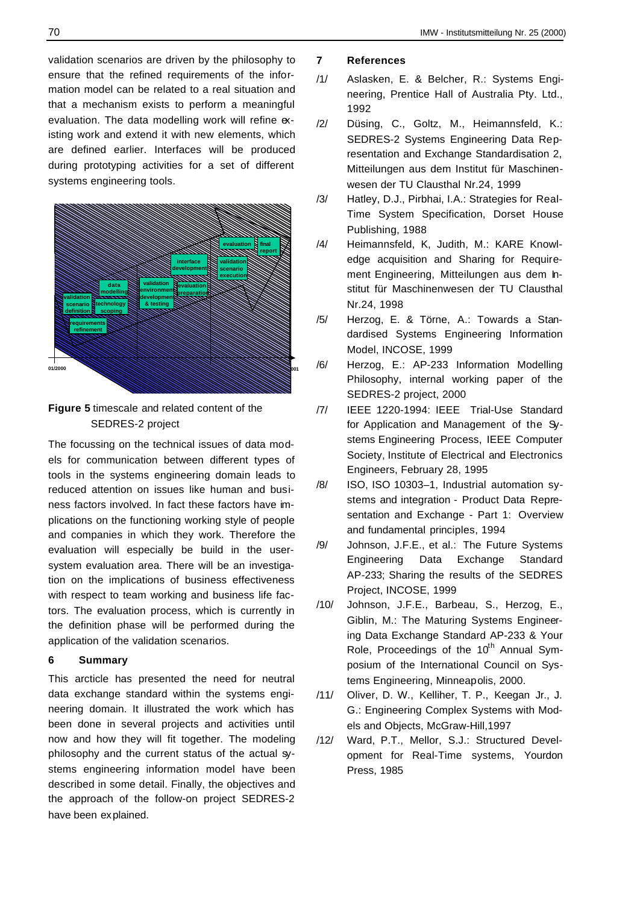validation scenarios are driven by the philosophy to ensure that the refined requirements of the information model can be related to a real situation and that a mechanism exists to perform a meaningful evaluation. The data modelling work will refine existing work and extend it with new elements, which are defined earlier. Interfaces will be produced during prototyping activities for a set of different systems engineering tools.

evaluation
final report
interface development
validation scenario execution
data modelling
validation environment development & testing
evaluation preparation
validation scenario definition
technology scoping
requirements refinement
01/2000
001

**Figure 5** timescale and related content of the SEDRES-2 project

The focussing on the technical issues of data models for communication between different types of tools in the systems engineering domain leads to reduced attention on issues like human and business factors involved. In fact these factors have implications on the functioning working style of people and companies in which they work. Therefore the evaluation will especially be build in the user-system evaluation area. There will be an investigation on the implications of business effectiveness with respect to team working and business life factors. The evaluation process, which is currently in the definition phase will be performed during the application of the validation scenarios.

## 6 Summary

This arcticle has presented the need for neutral data exchange standard within the systems engineering domain. It illustrated the work which has been done in several projects and activities until now and how they will fit together. The modeling philosophy and the current status of the actual systems engineering information model have been described in some detail. Finally, the objectives and the approach of the follow-on project SEDRES-2 have been explained.

## 7 References

/1/ Aslasken, E. & Belcher, R.: Systems Engineering, Prentice Hall of Australia Pty. Ltd., 1992

/2/ Düsing, C., Goltz, M., Heimannsfeld, K.: SEDRES-2 Systems Engineering Data Representation and Exchange Standardisation 2, Mitteilungen aus dem Institut für Maschinenwesen der TU Clausthal Nr.24, 1999

/3/ Hatley, D.J., Pirbhai, I.A.: Strategies for Real-Time System Specification, Dorset House Publishing, 1988

/4/ Heimannsfeld, K, Judith, M.: KARE Knowledge acquisition and Sharing for Requirement Engineering, Mitteilungen aus dem Institut für Maschinenwesen der TU Clausthal Nr.24, 1998

/5/ Herzog, E. & Törne, A.: Towards a Standardised Systems Engineering Information Model, INCOSE, 1999

/6/ Herzog, E.: AP-233 Information Modelling Philosophy, internal working paper of the SEDRES-2 project, 2000

/7/ IEEE 1220-1994: IEEE Trial-Use Standard for Application and Management of the Systems Engineering Process, IEEE Computer Society, Institute of Electrical and Electronics Engineers, February 28, 1995

/8/ ISO, ISO 10303–1, Industrial automation systems and integration - Product Data Representation and Exchange - Part 1: Overview and fundamental principles, 1994

/9/ Johnson, J.F.E., et al.: The Future Systems Engineering Data Exchange Standard AP-233; Sharing the results of the SEDRES Project, INCOSE, 1999

/10/ Johnson, J.F.E., Barbeau, S., Herzog, E., Giblin, M.: The Maturing Systems Engineering Data Exchange Standard AP-233 & Your Role, Proceedings of the 10th Annual Symposium of the International Council on Systems Engineering, Minneapolis, 2000.

/11/ Oliver, D. W., Kelliher, T. P., Keegan Jr., J. G.: Engineering Complex Systems with Models and Objects, McGraw-Hill,1997

/12/ Ward, P.T., Mellor, S.J.: Structured Development for Real-Time systems, Yourdon Press, 1985